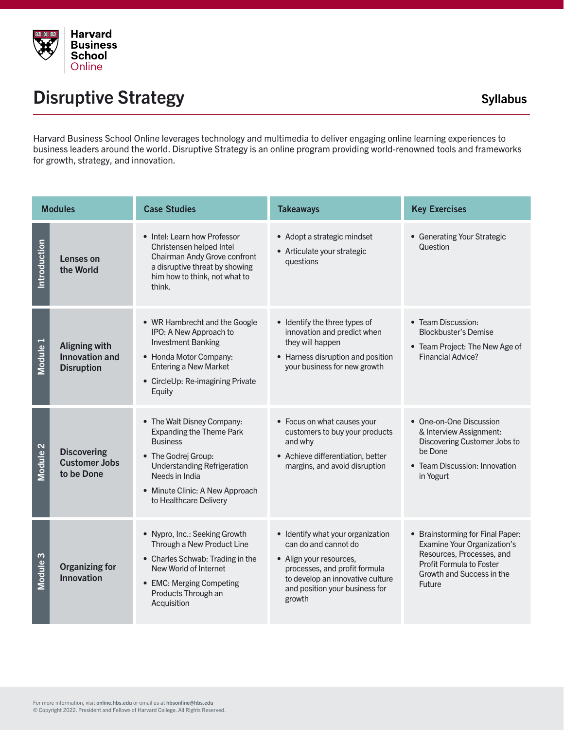Harvard Business School Online

# Disruptive Strategy

**Syllabus**

Harvard Business School Online leverages technology and multimedia to deliver engaging online learning experiences to business leaders around the world. Disruptive Strategy is an online program providing world-renowned tools and frameworks for growth, strategy, and innovation.

| Modules | | Case Studies | Takeaways | Key Exercises |
|---|---|---|---|---|
| Introduction | Lenses on the World | • Intel: Learn how Professor Christensen helped Intel Chairman Andy Grove confront a disruptive threat by showing him how to think, not what to think. | • Adopt a strategic mindset<br>• Articulate your strategic questions | • Generating Your Strategic Question |
| Module 1 | Aligning with Innovation and Disruption | • WR Hambrecht and the Google IPO: A New Approach to Investment Banking<br>• Honda Motor Company: Entering a New Market<br>• CircleUp: Re-imagining Private Equity | • Identify the three types of innovation and predict when they will happen<br>• Harness disruption and position your business for new growth | • Team Discussion: Blockbuster's Demise<br>• Team Project: The New Age of Financial Advice? |
| Module 2 | Discovering Customer Jobs to be Done | • The Walt Disney Company: Expanding the Theme Park Business<br>• The Godrej Group: Understanding Refrigeration Needs in India<br>• Minute Clinic: A New Approach to Healthcare Delivery | • Focus on what causes your customers to buy your products and why<br>• Achieve differentiation, better margins, and avoid disruption | • One-on-One Discussion & Interview Assignment: Discovering Customer Jobs to be Done<br>• Team Discussion: Innovation in Yogurt |
| Module 3 | Organizing for Innovation | • Nypro, Inc.: Seeking Growth Through a New Product Line<br>• Charles Schwab: Trading in the New World of Internet<br>• EMC: Merging Competing Products Through an Acquisition | • Identify what your organization can do and cannot do<br>• Align your resources, processes, and profit formula to develop an innovative culture and position your business for growth | • Brainstorming for Final Paper: Examine Your Organization's Resources, Processes, and Profit Formula to Foster Growth and Success in the Future |

For more information, visit **online.hbs.edu** or email us at **hbsonline@hbs.edu**
© Copyright 2022. President and Fellows of Harvard College. All Rights Reserved.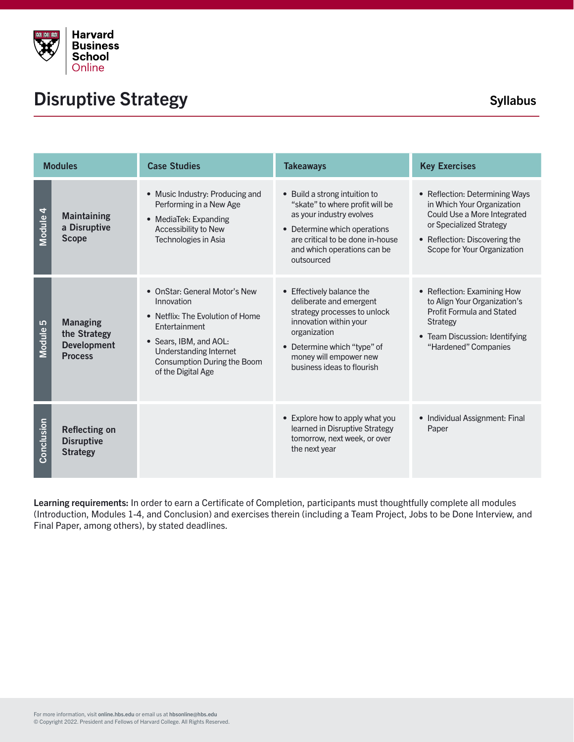# Disruptive Strategy

Syllabus

| Modules | | Case Studies | Takeaways | Key Exercises |
| --- | --- | --- | --- | --- |
| Module 4 | **Maintaining a Disruptive Scope** | • Music Industry: Producing and Performing in a New Age<br>• MediaTek: Expanding Accessibility to New Technologies in Asia | • Build a strong intuition to "skate" to where profit will be as your industry evolves<br>• Determine which operations are critical to be done in-house and which operations can be outsourced | • Reflection: Determining Ways in Which Your Organization Could Use a More Integrated or Specialized Strategy<br>• Reflection: Discovering the Scope for Your Organization |
| Module 5 | **Managing the Strategy Development Process** | • OnStar: General Motor's New Innovation<br>• Netflix: The Evolution of Home Entertainment<br>• Sears, IBM, and AOL: Understanding Internet Consumption During the Boom of the Digital Age | • Effectively balance the deliberate and emergent strategy processes to unlock innovation within your organization<br>• Determine which "type" of money will empower new business ideas to flourish | • Reflection: Examining How to Align Your Organization's Profit Formula and Stated Strategy<br>• Team Discussion: Identifying "Hardened" Companies |
| Conclusion | **Reflecting on Disruptive Strategy** | | • Explore how to apply what you learned in Disruptive Strategy tomorrow, next week, or over the next year | • Individual Assignment: Final Paper |

**Learning requirements:** In order to earn a Certificate of Completion, participants must thoughtfully complete all modules (Introduction, Modules 1-4, and Conclusion) and exercises therein (including a Team Project, Jobs to be Done Interview, and Final Paper, among others), by stated deadlines.

For more information, visit online.hbs.edu or email us at hbsonline@hbs.edu
© Copyright 2022. President and Fellows of Harvard College. All Rights Reserved.